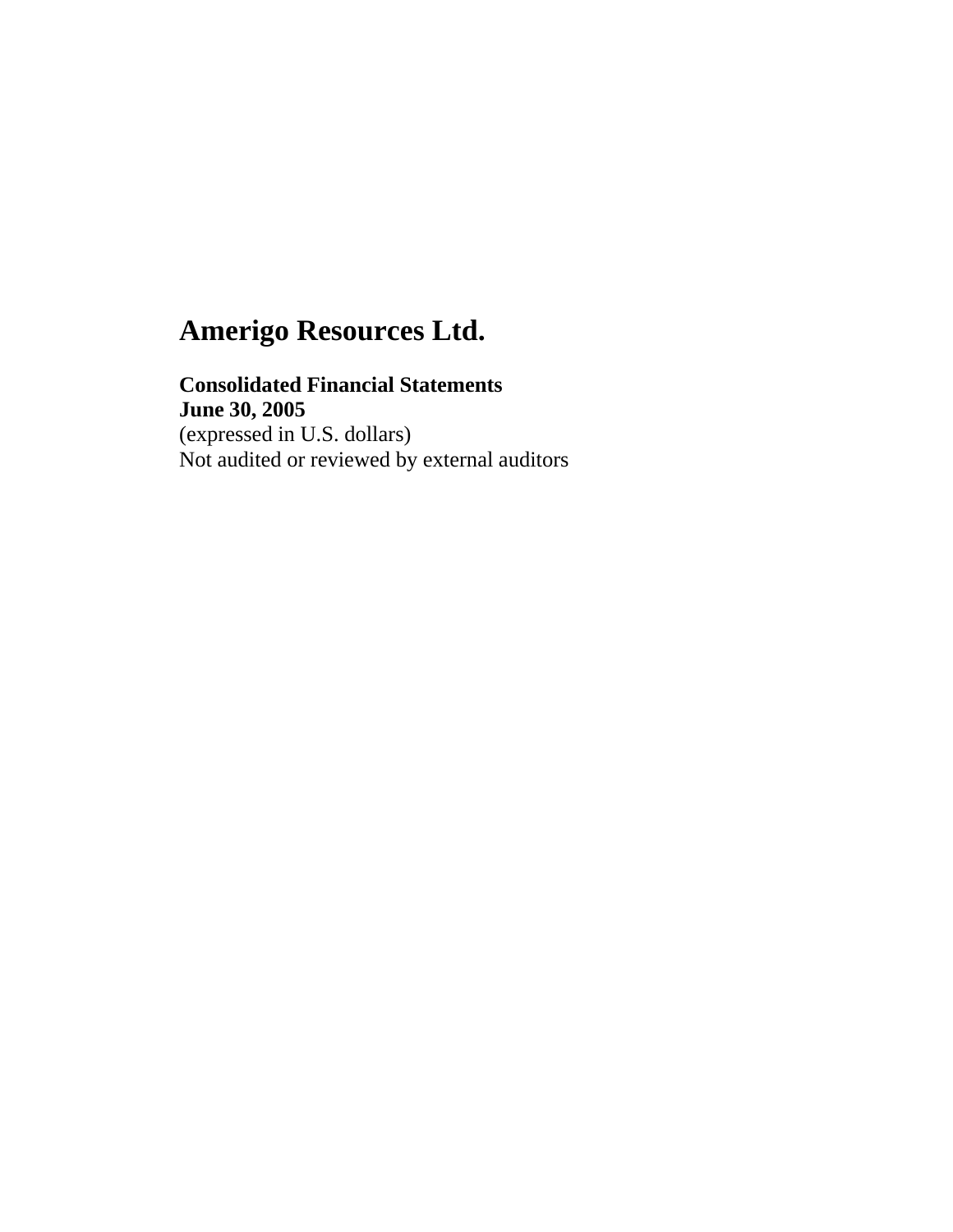# Amerigo Resources Ltd.

**Consolidated Financial Statements**
**June 30, 2005**
(expressed in U.S. dollars)
Not audited or reviewed by external auditors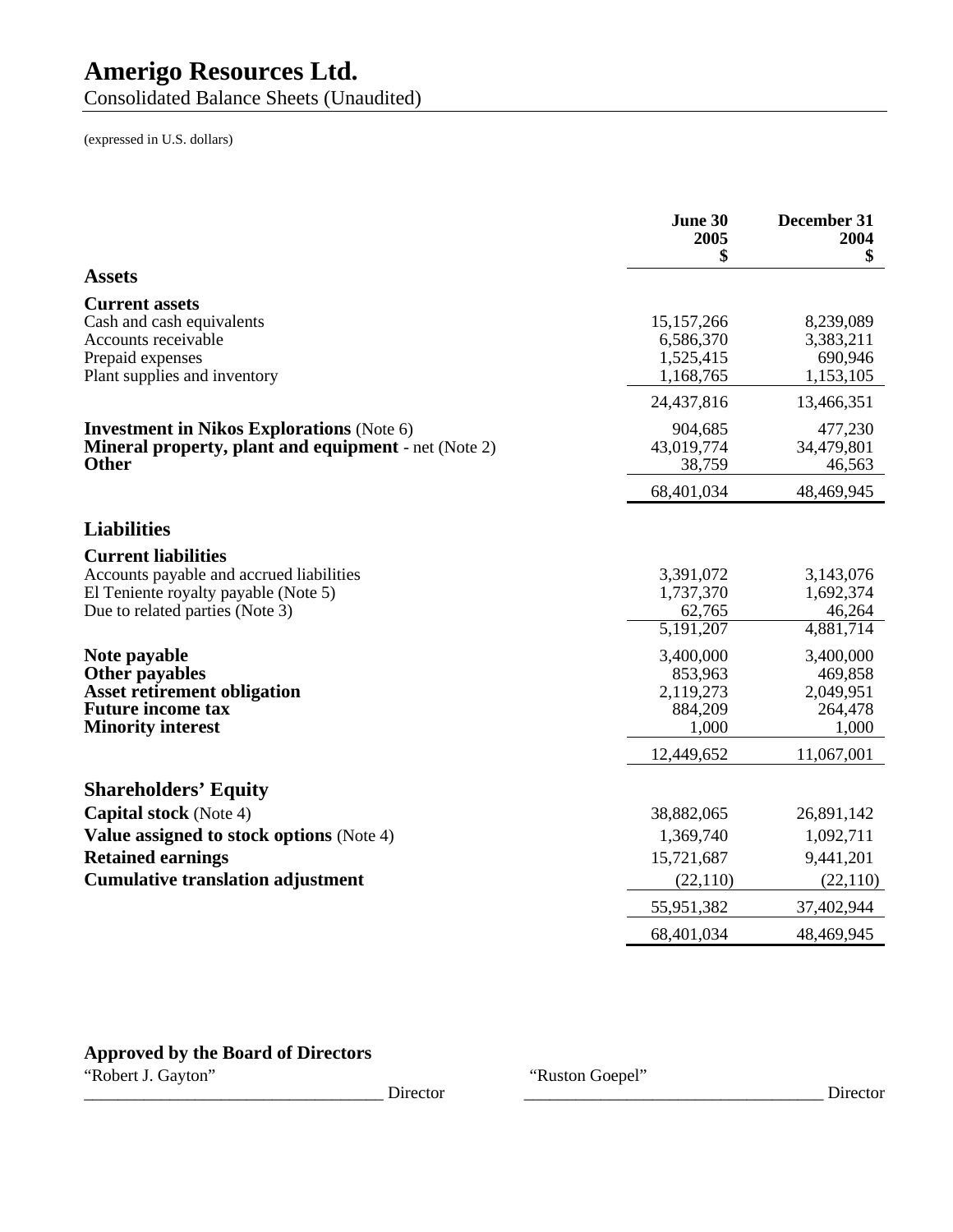# Amerigo Resources Ltd.

Consolidated Balance Sheets (Unaudited)

(expressed in U.S. dollars)

| | June 30 2005 $ | December 31 2004 $ |
|---|---|---|
| **Assets** | | |
| **Current assets** | | |
| Cash and cash equivalents | 15,157,266 | 8,239,089 |
| Accounts receivable | 6,586,370 | 3,383,211 |
| Prepaid expenses | 1,525,415 | 690,946 |
| Plant supplies and inventory | 1,168,765 | 1,153,105 |
| | 24,437,816 | 13,466,351 |
| **Investment in Nikos Explorations** (Note 6) | 904,685 | 477,230 |
| **Mineral property, plant and equipment** - net (Note 2) | 43,019,774 | 34,479,801 |
| **Other** | 38,759 | 46,563 |
| | 68,401,034 | 48,469,945 |
| **Liabilities** | | |
| **Current liabilities** | | |
| Accounts payable and accrued liabilities | 3,391,072 | 3,143,076 |
| El Teniente royalty payable (Note 5) | 1,737,370 | 1,692,374 |
| Due to related parties (Note 3) | 62,765 | 46,264 |
| | 5,191,207 | 4,881,714 |
| **Note payable** | 3,400,000 | 3,400,000 |
| **Other payables** | 853,963 | 469,858 |
| **Asset retirement obligation** | 2,119,273 | 2,049,951 |
| **Future income tax** | 884,209 | 264,478 |
| **Minority interest** | 1,000 | 1,000 |
| | 12,449,652 | 11,067,001 |
| **Shareholders' Equity** | | |
| **Capital stock** (Note 4) | 38,882,065 | 26,891,142 |
| **Value assigned to stock options** (Note 4) | 1,369,740 | 1,092,711 |
| **Retained earnings** | 15,721,687 | 9,441,201 |
| **Cumulative translation adjustment** | (22,110) | (22,110) |
| | 55,951,382 | 37,402,944 |
| | 68,401,034 | 48,469,945 |

**Approved by the Board of Directors**

"Robert J. Gayton" ___________________________ Director

"Ruston Goepel" ___________________________ Director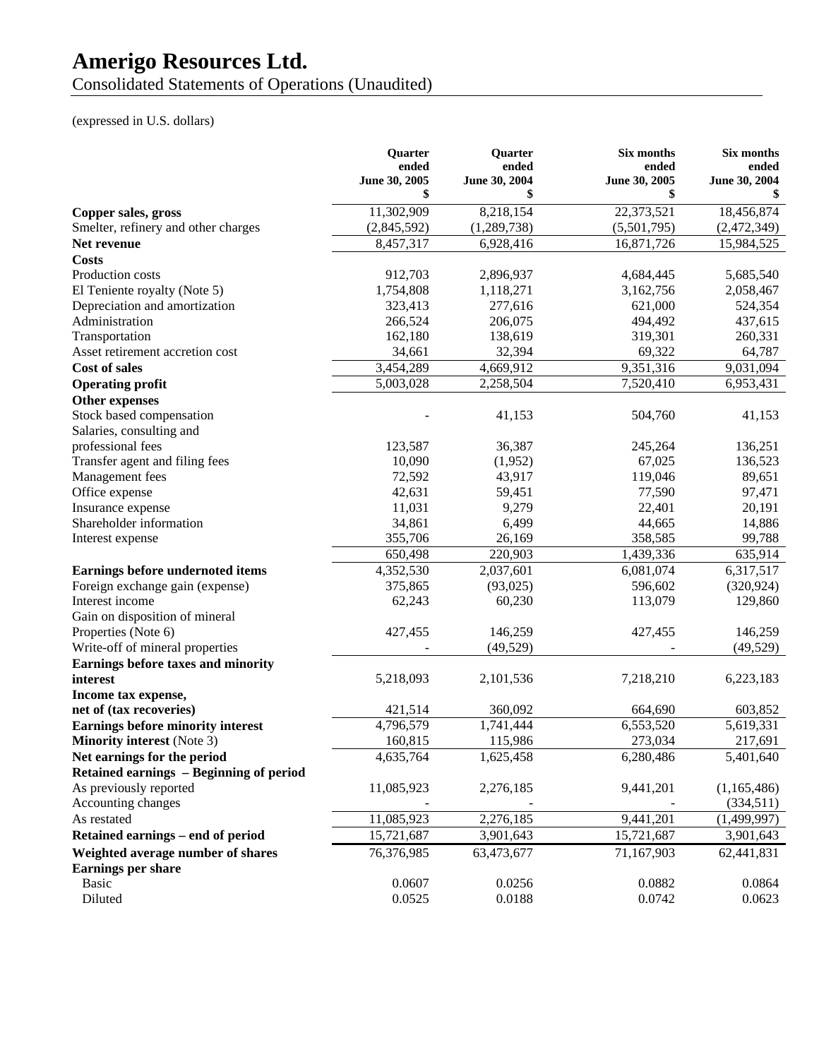# Amerigo Resources Ltd.

Consolidated Statements of Operations (Unaudited)

(expressed in U.S. dollars)

| | Quarter ended June 30, 2005 $ | Quarter ended June 30, 2004 $ | Six months ended June 30, 2005 $ | Six months ended June 30, 2004 $ |
|---|---|---|---|---|
| **Copper sales, gross** | 11,302,909 | 8,218,154 | 22,373,521 | 18,456,874 |
| Smelter, refinery and other charges | (2,845,592) | (1,289,738) | (5,501,795) | (2,472,349) |
| **Net revenue** | 8,457,317 | 6,928,416 | 16,871,726 | 15,984,525 |
| **Costs** | | | | |
| Production costs | 912,703 | 2,896,937 | 4,684,445 | 5,685,540 |
| El Teniente royalty (Note 5) | 1,754,808 | 1,118,271 | 3,162,756 | 2,058,467 |
| Depreciation and amortization | 323,413 | 277,616 | 621,000 | 524,354 |
| Administration | 266,524 | 206,075 | 494,492 | 437,615 |
| Transportation | 162,180 | 138,619 | 319,301 | 260,331 |
| Asset retirement accretion cost | 34,661 | 32,394 | 69,322 | 64,787 |
| **Cost of sales** | 3,454,289 | 4,669,912 | 9,351,316 | 9,031,094 |
| **Operating profit** | 5,003,028 | 2,258,504 | 7,520,410 | 6,953,431 |
| **Other expenses** | | | | |
| Stock based compensation | - | 41,153 | 504,760 | 41,153 |
| Salaries, consulting and professional fees | 123,587 | 36,387 | 245,264 | 136,251 |
| Transfer agent and filing fees | 10,090 | (1,952) | 67,025 | 136,523 |
| Management fees | 72,592 | 43,917 | 119,046 | 89,651 |
| Office expense | 42,631 | 59,451 | 77,590 | 97,471 |
| Insurance expense | 11,031 | 9,279 | 22,401 | 20,191 |
| Shareholder information | 34,861 | 6,499 | 44,665 | 14,886 |
| Interest expense | 355,706 | 26,169 | 358,585 | 99,788 |
| | 650,498 | 220,903 | 1,439,336 | 635,914 |
| **Earnings before undernoted items** | 4,352,530 | 2,037,601 | 6,081,074 | 6,317,517 |
| Foreign exchange gain (expense) | 375,865 | (93,025) | 596,602 | (320,924) |
| Interest income | 62,243 | 60,230 | 113,079 | 129,860 |
| Gain on disposition of mineral Properties (Note 6) | 427,455 | 146,259 | 427,455 | 146,259 |
| Write-off of mineral properties | - | (49,529) | - | (49,529) |
| **Earnings before taxes and minority interest** | 5,218,093 | 2,101,536 | 7,218,210 | 6,223,183 |
| **Income tax expense, net of (tax recoveries)** | 421,514 | 360,092 | 664,690 | 603,852 |
| **Earnings before minority interest** | 4,796,579 | 1,741,444 | 6,553,520 | 5,619,331 |
| **Minority interest** (Note 3) | 160,815 | 115,986 | 273,034 | 217,691 |
| **Net earnings for the period** | 4,635,764 | 1,625,458 | 6,280,486 | 5,401,640 |
| **Retained earnings – Beginning of period** | | | | |
| As previously reported | 11,085,923 | 2,276,185 | 9,441,201 | (1,165,486) |
| Accounting changes | - | - | - | (334,511) |
| As restated | 11,085,923 | 2,276,185 | 9,441,201 | (1,499,997) |
| **Retained earnings – end of period** | 15,721,687 | 3,901,643 | 15,721,687 | 3,901,643 |
| **Weighted average number of shares** | 76,376,985 | 63,473,677 | 71,167,903 | 62,441,831 |
| **Earnings per share** | | | | |
| Basic | 0.0607 | 0.0256 | 0.0882 | 0.0864 |
| Diluted | 0.0525 | 0.0188 | 0.0742 | 0.0623 |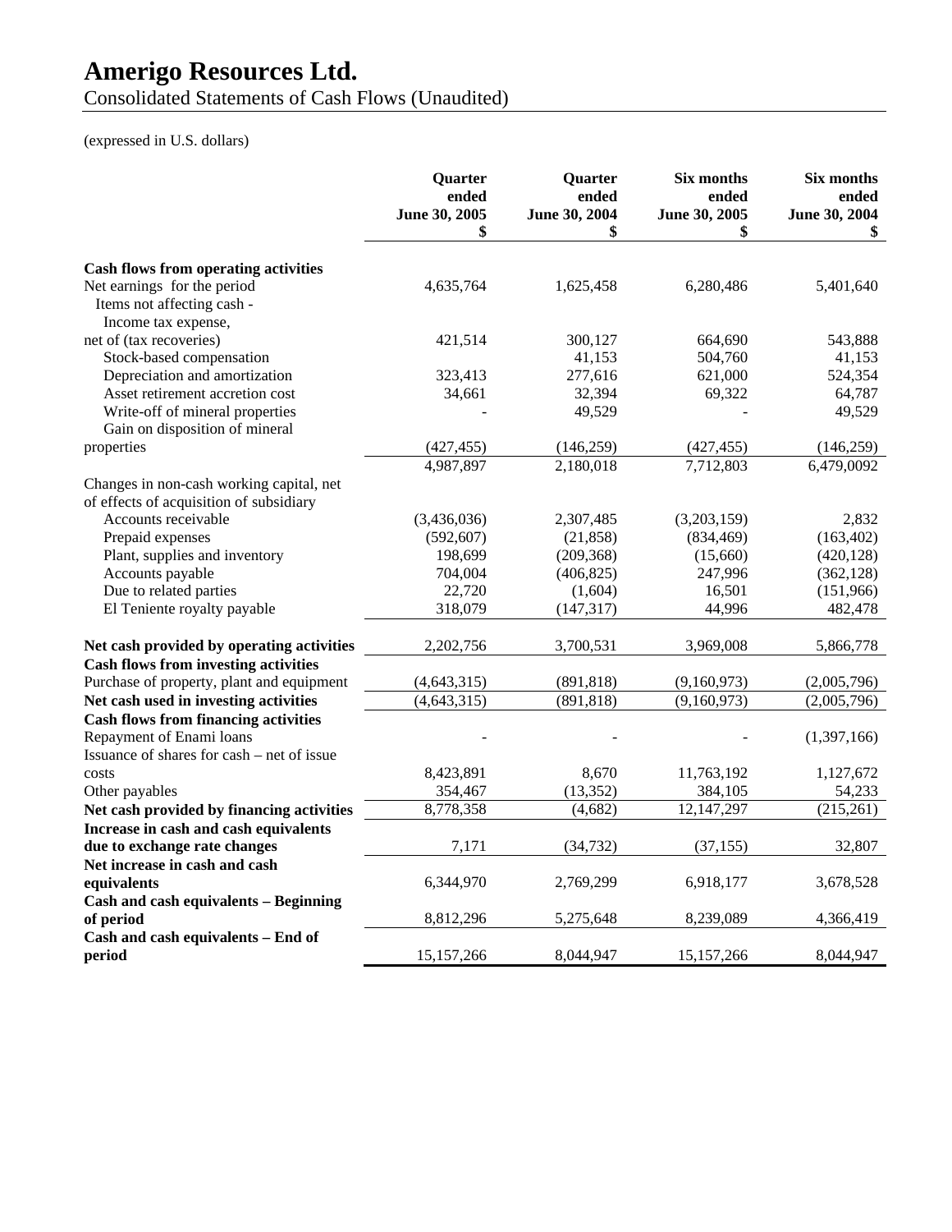# Amerigo Resources Ltd.

Consolidated Statements of Cash Flows (Unaudited)

(expressed in U.S. dollars)

| | Quarter ended June 30, 2005 $ | Quarter ended June 30, 2004 $ | Six months ended June 30, 2005 $ | Six months ended June 30, 2004 $ |
|---|---|---|---|---|
| **Cash flows from operating activities** | | | | |
| Net earnings for the period | 4,635,764 | 1,625,458 | 6,280,486 | 5,401,640 |
| Items not affecting cash - | | | | |
| Income tax expense, net of (tax recoveries) | 421,514 | 300,127 | 664,690 | 543,888 |
| Stock-based compensation | | 41,153 | 504,760 | 41,153 |
| Depreciation and amortization | 323,413 | 277,616 | 621,000 | 524,354 |
| Asset retirement accretion cost | 34,661 | 32,394 | 69,322 | 64,787 |
| Write-off of mineral properties | - | 49,529 | - | 49,529 |
| Gain on disposition of mineral properties | (427,455) | (146,259) | (427,455) | (146,259) |
| | 4,987,897 | 2,180,018 | 7,712,803 | 6,479,0092 |
| Changes in non-cash working capital, net of effects of acquisition of subsidiary | | | | |
| Accounts receivable | (3,436,036) | 2,307,485 | (3,203,159) | 2,832 |
| Prepaid expenses | (592,607) | (21,858) | (834,469) | (163,402) |
| Plant, supplies and inventory | 198,699 | (209,368) | (15,660) | (420,128) |
| Accounts payable | 704,004 | (406,825) | 247,996 | (362,128) |
| Due to related parties | 22,720 | (1,604) | 16,501 | (151,966) |
| El Teniente royalty payable | 318,079 | (147,317) | 44,996 | 482,478 |
| **Net cash provided by operating activities** | 2,202,756 | 3,700,531 | 3,969,008 | 5,866,778 |
| **Cash flows from investing activities** | | | | |
| Purchase of property, plant and equipment | (4,643,315) | (891,818) | (9,160,973) | (2,005,796) |
| **Net cash used in investing activities** | (4,643,315) | (891,818) | (9,160,973) | (2,005,796) |
| **Cash flows from financing activities** | | | | |
| Repayment of Enami loans | - | - | - | (1,397,166) |
| Issuance of shares for cash – net of issue costs | 8,423,891 | 8,670 | 11,763,192 | 1,127,672 |
| Other payables | 354,467 | (13,352) | 384,105 | 54,233 |
| **Net cash provided by financing activities** | 8,778,358 | (4,682) | 12,147,297 | (215,261) |
| **Increase in cash and cash equivalents due to exchange rate changes** | 7,171 | (34,732) | (37,155) | 32,807 |
| **Net increase in cash and cash equivalents** | 6,344,970 | 2,769,299 | 6,918,177 | 3,678,528 |
| **Cash and cash equivalents – Beginning of period** | 8,812,296 | 5,275,648 | 8,239,089 | 4,366,419 |
| **Cash and cash equivalents – End of period** | 15,157,266 | 8,044,947 | 15,157,266 | 8,044,947 |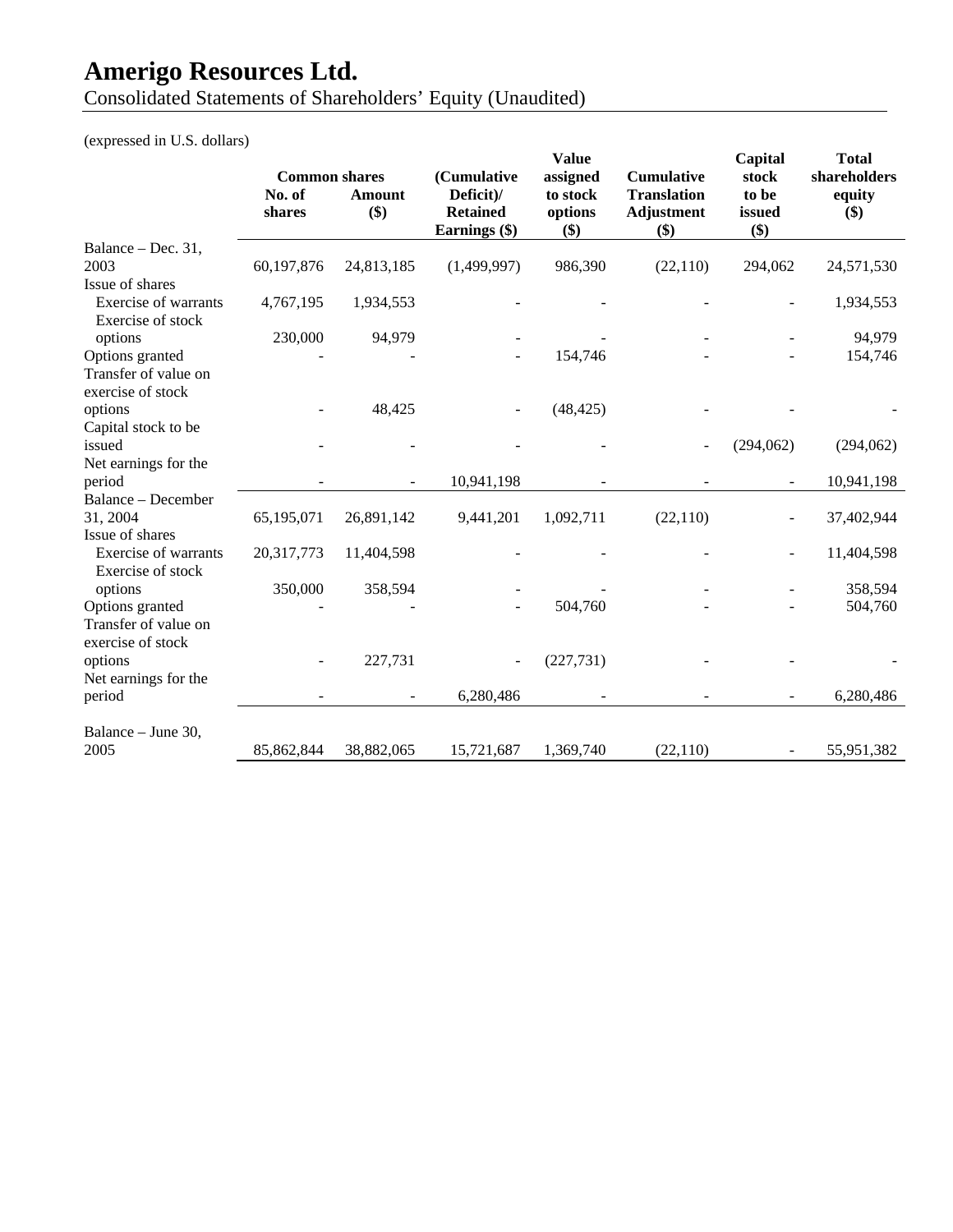# Amerigo Resources Ltd.

Consolidated Statements of Shareholders' Equity (Unaudited)

(expressed in U.S. dollars)

| | Common shares | | (Cumulative Deficit)/ Retained Earnings ($) | Value assigned to stock options ($) | Cumulative Translation Adjustment ($) | Capital stock to be issued ($) | Total shareholders equity ($) |
|---|---|---|---|---|---|---|---|
| | No. of shares | Amount ($) | | | | | |
| Balance – Dec. 31, 2003 | 60,197,876 | 24,813,185 | (1,499,997) | 986,390 | (22,110) | 294,062 | 24,571,530 |
| Issue of shares | | | | | | | |
| Exercise of warrants | 4,767,195 | 1,934,553 | - | - | - | - | 1,934,553 |
| Exercise of stock options | 230,000 | 94,979 | - | - | - | - | 94,979 |
| Options granted | - | - | - | 154,746 | - | - | 154,746 |
| Transfer of value on exercise of stock options | - | 48,425 | - | (48,425) | - | - | - |
| Capital stock to be issued | - | - | - | - | - | (294,062) | (294,062) |
| Net earnings for the period | - | - | 10,941,198 | - | - | - | 10,941,198 |
| Balance – December 31, 2004 | 65,195,071 | 26,891,142 | 9,441,201 | 1,092,711 | (22,110) | - | 37,402,944 |
| Issue of shares | | | | | | | |
| Exercise of warrants | 20,317,773 | 11,404,598 | - | - | - | - | 11,404,598 |
| Exercise of stock options | 350,000 | 358,594 | - | - | - | - | 358,594 |
| Options granted | - | - | - | 504,760 | - | - | 504,760 |
| Transfer of value on exercise of stock options | - | 227,731 | - | (227,731) | - | - | - |
| Net earnings for the period | - | - | 6,280,486 | - | - | - | 6,280,486 |
| Balance – June 30, 2005 | 85,862,844 | 38,882,065 | 15,721,687 | 1,369,740 | (22,110) | - | 55,951,382 |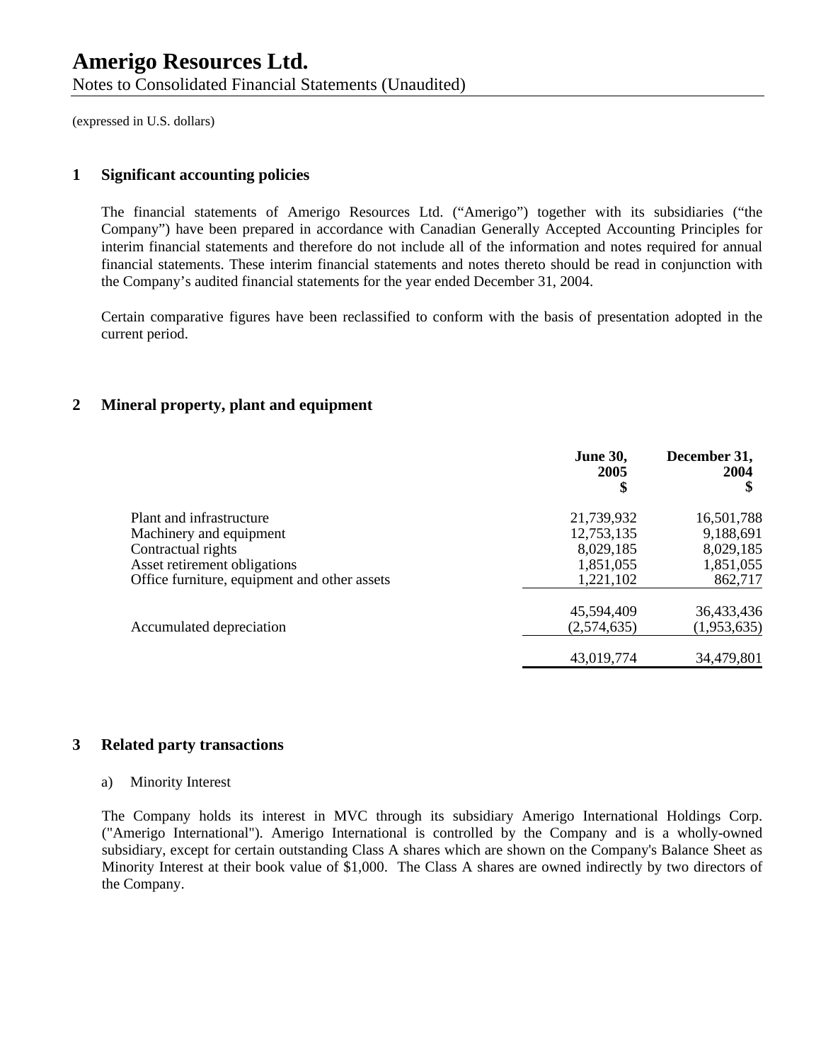# Amerigo Resources Ltd.

Notes to Consolidated Financial Statements (Unaudited)

(expressed in U.S. dollars)

## 1 Significant accounting policies

The financial statements of Amerigo Resources Ltd. ("Amerigo") together with its subsidiaries ("the Company") have been prepared in accordance with Canadian Generally Accepted Accounting Principles for interim financial statements and therefore do not include all of the information and notes required for annual financial statements. These interim financial statements and notes thereto should be read in conjunction with the Company's audited financial statements for the year ended December 31, 2004.

Certain comparative figures have been reclassified to conform with the basis of presentation adopted in the current period.

## 2 Mineral property, plant and equipment

| | June 30, 2005 $ | December 31, 2004 $ |
|---|---|---|
| Plant and infrastructure | 21,739,932 | 16,501,788 |
| Machinery and equipment | 12,753,135 | 9,188,691 |
| Contractual rights | 8,029,185 | 8,029,185 |
| Asset retirement obligations | 1,851,055 | 1,851,055 |
| Office furniture, equipment and other assets | 1,221,102 | 862,717 |
| | 45,594,409 | 36,433,436 |
| Accumulated depreciation | (2,574,635) | (1,953,635) |
| | 43,019,774 | 34,479,801 |

## 3 Related party transactions

a) Minority Interest

The Company holds its interest in MVC through its subsidiary Amerigo International Holdings Corp. ("Amerigo International"). Amerigo International is controlled by the Company and is a wholly-owned subsidiary, except for certain outstanding Class A shares which are shown on the Company's Balance Sheet as Minority Interest at their book value of $1,000. The Class A shares are owned indirectly by two directors of the Company.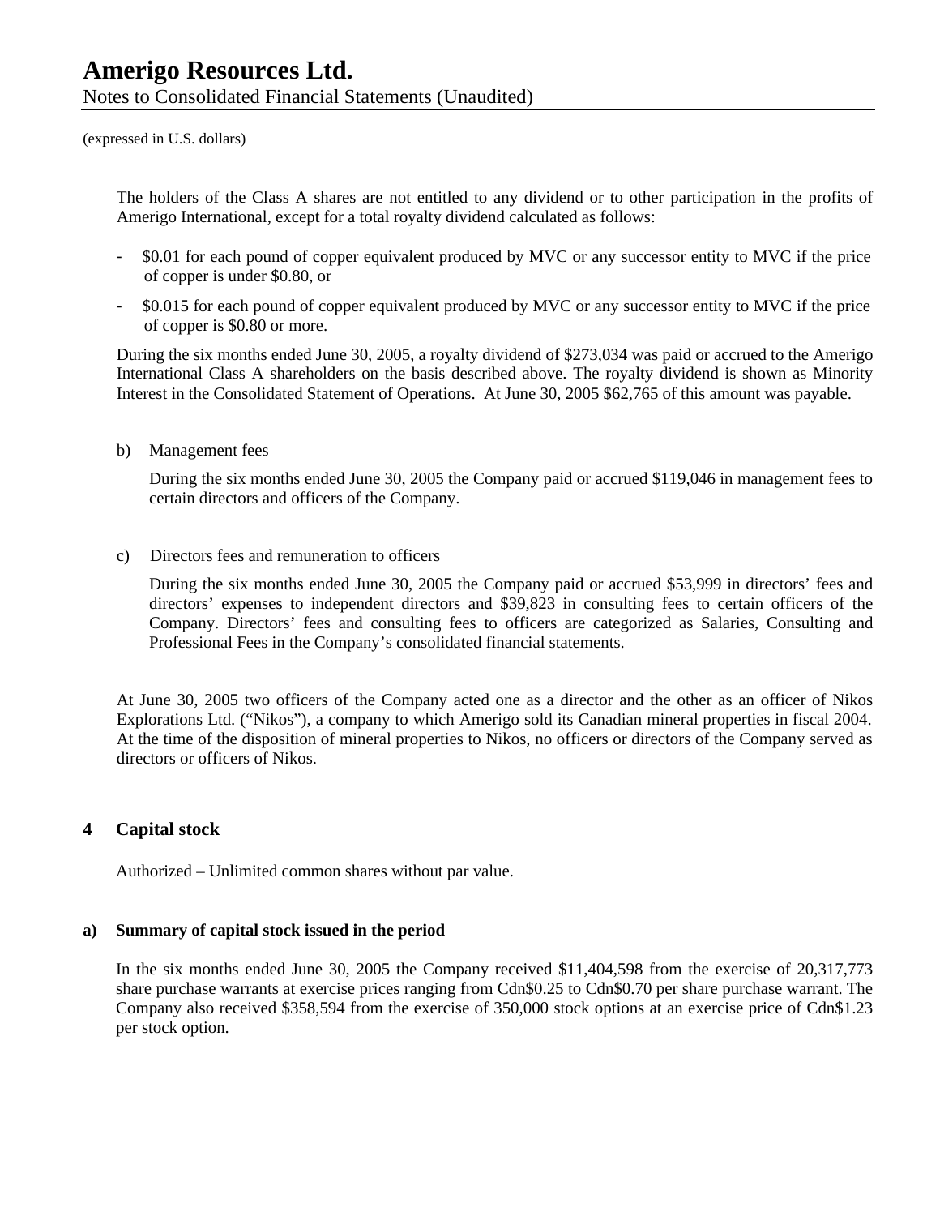The holders of the Class A shares are not entitled to any dividend or to other participation in the profits of Amerigo International, except for a total royalty dividend calculated as follows:

- $0.01 for each pound of copper equivalent produced by MVC or any successor entity to MVC if the price of copper is under $0.80, or
- $0.015 for each pound of copper equivalent produced by MVC or any successor entity to MVC if the price of copper is $0.80 or more.

During the six months ended June 30, 2005, a royalty dividend of $273,034 was paid or accrued to the Amerigo International Class A shareholders on the basis described above. The royalty dividend is shown as Minority Interest in the Consolidated Statement of Operations. At June 30, 2005 $62,765 of this amount was payable.

b) Management fees

During the six months ended June 30, 2005 the Company paid or accrued $119,046 in management fees to certain directors and officers of the Company.

c) Directors fees and remuneration to officers

During the six months ended June 30, 2005 the Company paid or accrued $53,999 in directors' fees and directors' expenses to independent directors and $39,823 in consulting fees to certain officers of the Company. Directors' fees and consulting fees to officers are categorized as Salaries, Consulting and Professional Fees in the Company's consolidated financial statements.

At June 30, 2005 two officers of the Company acted one as a director and the other as an officer of Nikos Explorations Ltd. ("Nikos"), a company to which Amerigo sold its Canadian mineral properties in fiscal 2004. At the time of the disposition of mineral properties to Nikos, no officers or directors of the Company served as directors or officers of Nikos.

## 4 Capital stock

Authorized – Unlimited common shares without par value.

### a) Summary of capital stock issued in the period

In the six months ended June 30, 2005 the Company received $11,404,598 from the exercise of 20,317,773 share purchase warrants at exercise prices ranging from Cdn$0.25 to Cdn$0.70 per share purchase warrant. The Company also received $358,594 from the exercise of 350,000 stock options at an exercise price of Cdn$1.23 per stock option.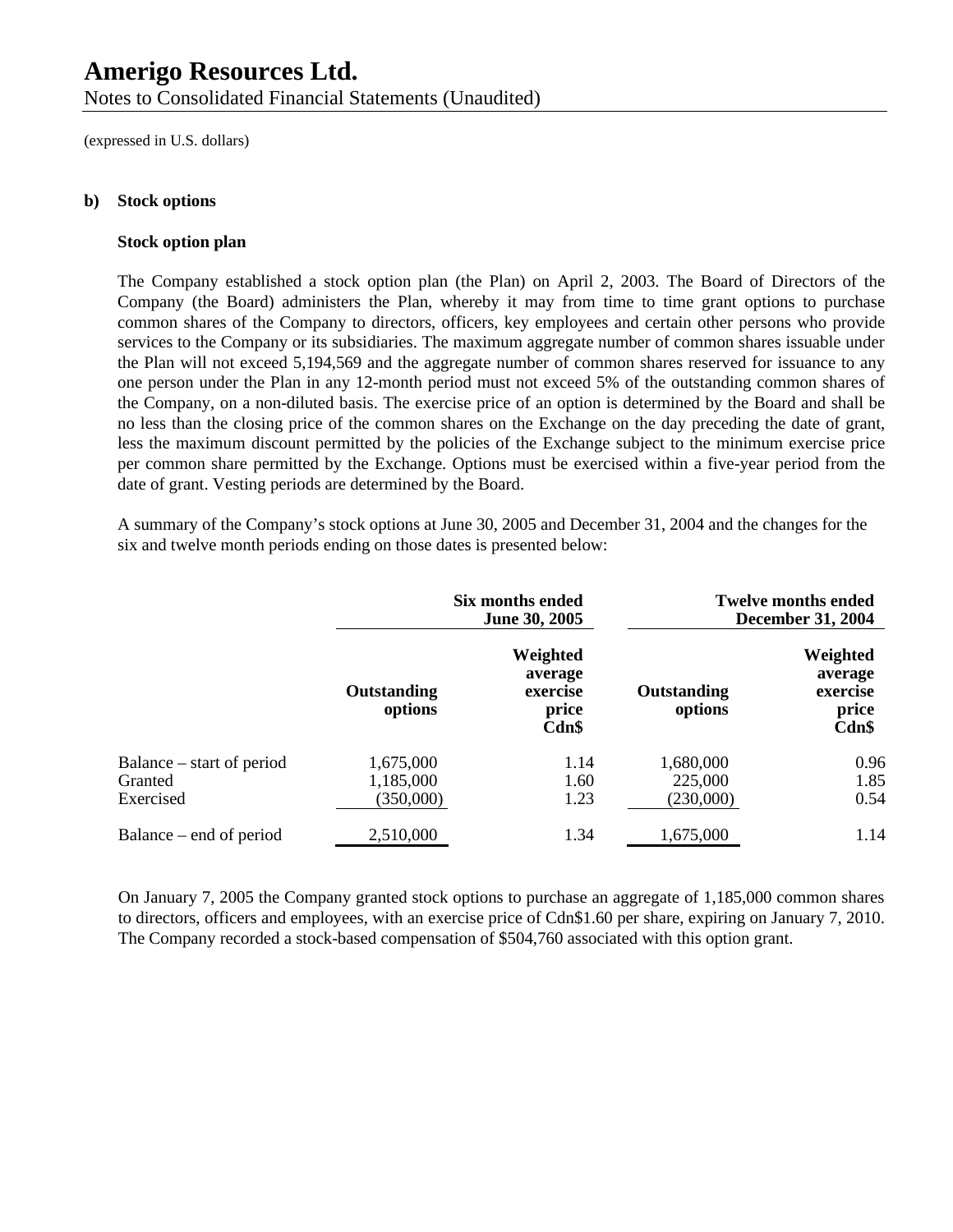# Amerigo Resources Ltd.

Notes to Consolidated Financial Statements (Unaudited)

(expressed in U.S. dollars)

**b) Stock options**

**Stock option plan**

The Company established a stock option plan (the Plan) on April 2, 2003. The Board of Directors of the Company (the Board) administers the Plan, whereby it may from time to time grant options to purchase common shares of the Company to directors, officers, key employees and certain other persons who provide services to the Company or its subsidiaries. The maximum aggregate number of common shares issuable under the Plan will not exceed 5,194,569 and the aggregate number of common shares reserved for issuance to any one person under the Plan in any 12-month period must not exceed 5% of the outstanding common shares of the Company, on a non-diluted basis. The exercise price of an option is determined by the Board and shall be no less than the closing price of the common shares on the Exchange on the day preceding the date of grant, less the maximum discount permitted by the policies of the Exchange subject to the minimum exercise price per common share permitted by the Exchange. Options must be exercised within a five-year period from the date of grant. Vesting periods are determined by the Board.

A summary of the Company's stock options at June 30, 2005 and December 31, 2004 and the changes for the six and twelve month periods ending on those dates is presented below:

| | Six months ended June 30, 2005 | | Twelve months ended December 31, 2004 | |
|---|---|---|---|---|
| | **Outstanding options** | **Weighted average exercise price Cdn$** | **Outstanding options** | **Weighted average exercise price Cdn$** |
| Balance – start of period | 1,675,000 | 1.14 | 1,680,000 | 0.96 |
| Granted | 1,185,000 | 1.60 | 225,000 | 1.85 |
| Exercised | (350,000) | 1.23 | (230,000) | 0.54 |
| Balance – end of period | 2,510,000 | 1.34 | 1,675,000 | 1.14 |

On January 7, 2005 the Company granted stock options to purchase an aggregate of 1,185,000 common shares to directors, officers and employees, with an exercise price of Cdn$1.60 per share, expiring on January 7, 2010. The Company recorded a stock-based compensation of $504,760 associated with this option grant.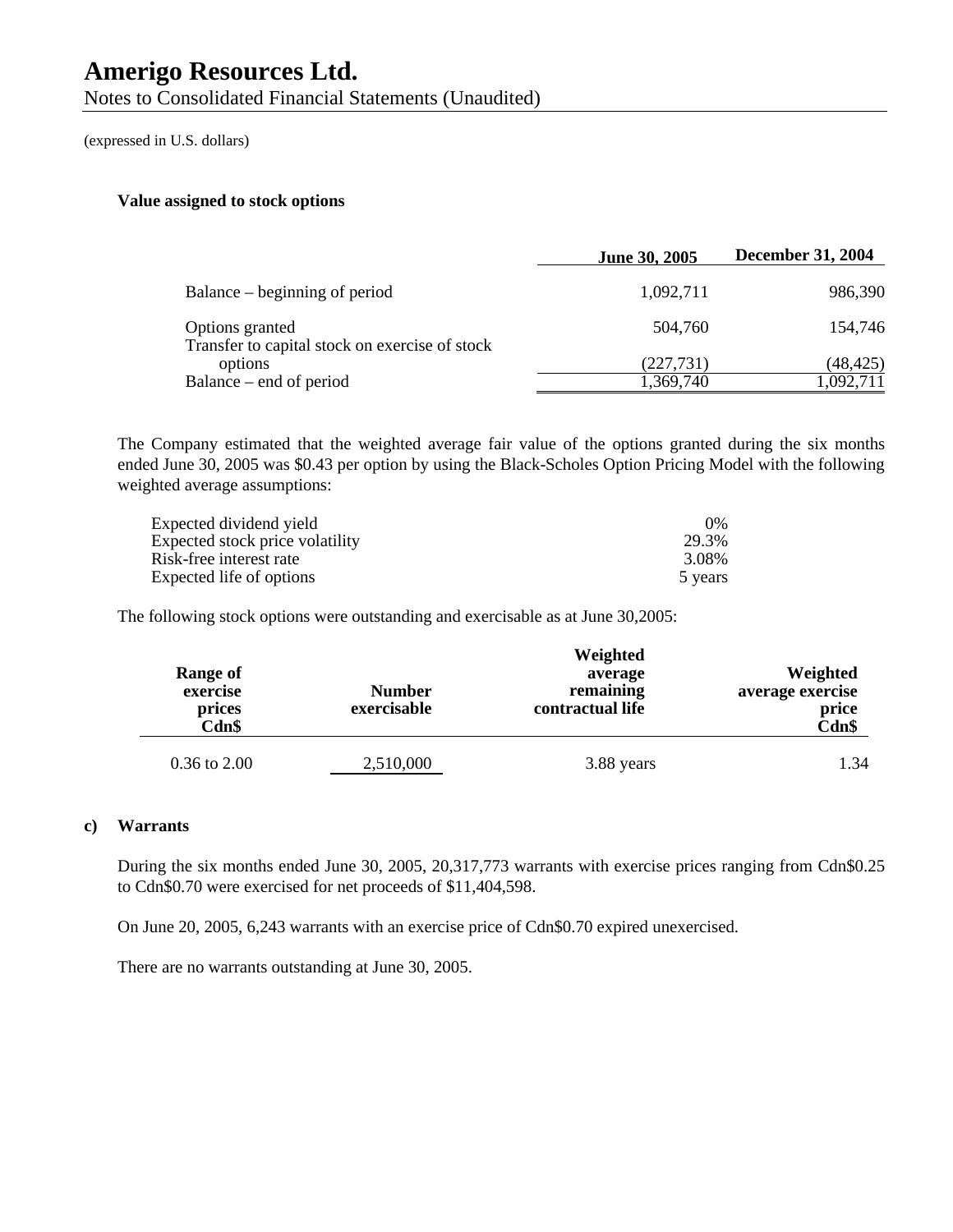# Amerigo Resources Ltd.

Notes to Consolidated Financial Statements (Unaudited)

(expressed in U.S. dollars)

**Value assigned to stock options**

| | June 30, 2005 | December 31, 2004 |
|---|---|---|
| Balance – beginning of period | 1,092,711 | 986,390 |
| Options granted | 504,760 | 154,746 |
| Transfer to capital stock on exercise of stock options | (227,731) | (48,425) |
| Balance – end of period | 1,369,740 | 1,092,711 |

The Company estimated that the weighted average fair value of the options granted during the six months ended June 30, 2005 was $0.43 per option by using the Black-Scholes Option Pricing Model with the following weighted average assumptions:

| | |
|---|---|
| Expected dividend yield | 0% |
| Expected stock price volatility | 29.3% |
| Risk-free interest rate | 3.08% |
| Expected life of options | 5 years |

The following stock options were outstanding and exercisable as at June 30,2005:

| Range of exercise prices Cdn$ | Number exercisable | Weighted average remaining contractual life | Weighted average exercise price Cdn$ |
|---|---|---|---|
| 0.36 to 2.00 | 2,510,000 | 3.88 years | 1.34 |

**c) Warrants**

During the six months ended June 30, 2005, 20,317,773 warrants with exercise prices ranging from Cdn$0.25 to Cdn$0.70 were exercised for net proceeds of $11,404,598.

On June 20, 2005, 6,243 warrants with an exercise price of Cdn$0.70 expired unexercised.

There are no warrants outstanding at June 30, 2005.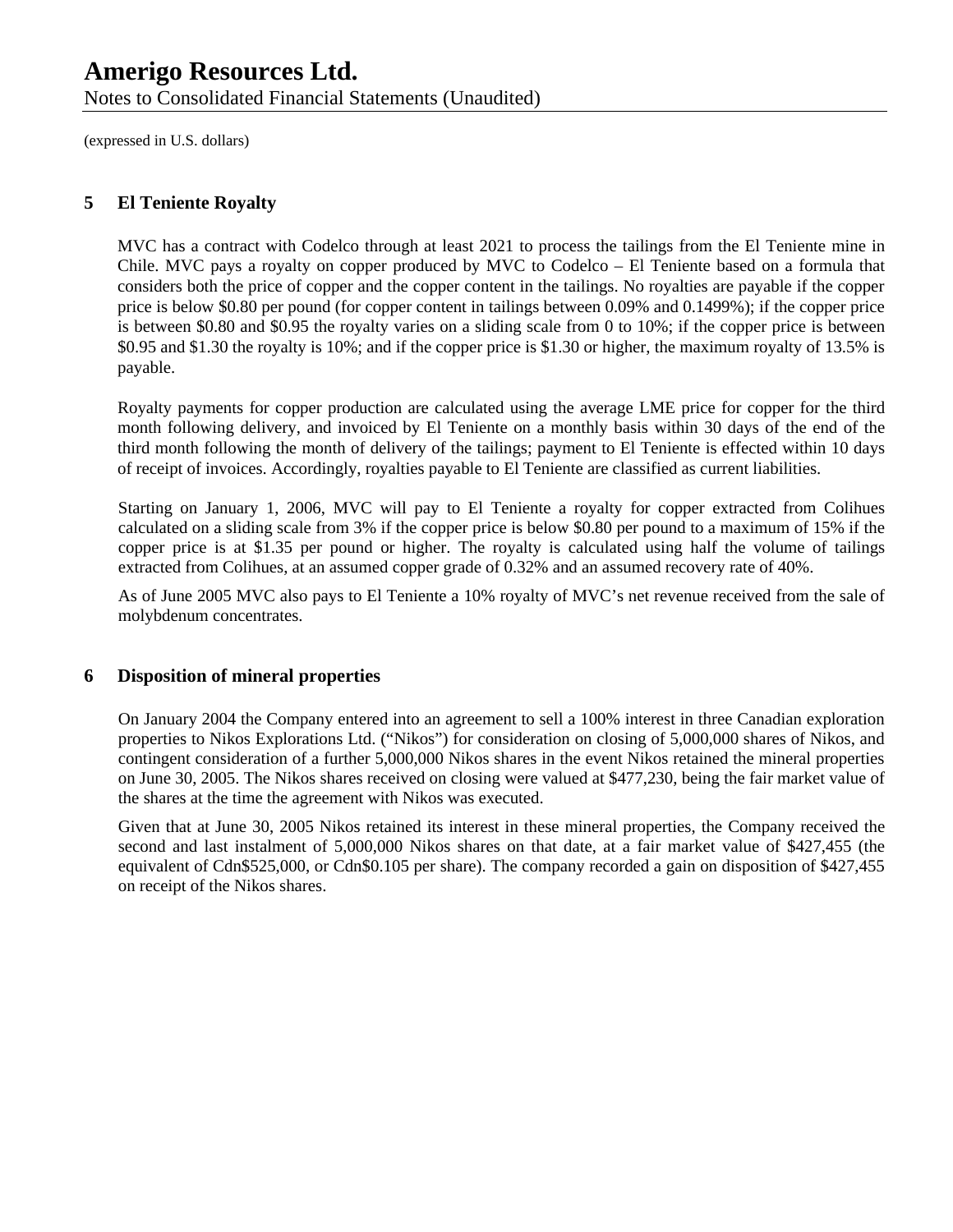(expressed in U.S. dollars)

## 5 El Teniente Royalty

MVC has a contract with Codelco through at least 2021 to process the tailings from the El Teniente mine in Chile. MVC pays a royalty on copper produced by MVC to Codelco – El Teniente based on a formula that considers both the price of copper and the copper content in the tailings. No royalties are payable if the copper price is below $0.80 per pound (for copper content in tailings between 0.09% and 0.1499%); if the copper price is between $0.80 and $0.95 the royalty varies on a sliding scale from 0 to 10%; if the copper price is between $0.95 and $1.30 the royalty is 10%; and if the copper price is $1.30 or higher, the maximum royalty of 13.5% is payable.

Royalty payments for copper production are calculated using the average LME price for copper for the third month following delivery, and invoiced by El Teniente on a monthly basis within 30 days of the end of the third month following the month of delivery of the tailings; payment to El Teniente is effected within 10 days of receipt of invoices. Accordingly, royalties payable to El Teniente are classified as current liabilities.

Starting on January 1, 2006, MVC will pay to El Teniente a royalty for copper extracted from Colihues calculated on a sliding scale from 3% if the copper price is below $0.80 per pound to a maximum of 15% if the copper price is at $1.35 per pound or higher. The royalty is calculated using half the volume of tailings extracted from Colihues, at an assumed copper grade of 0.32% and an assumed recovery rate of 40%.

As of June 2005 MVC also pays to El Teniente a 10% royalty of MVC's net revenue received from the sale of molybdenum concentrates.

## 6 Disposition of mineral properties

On January 2004 the Company entered into an agreement to sell a 100% interest in three Canadian exploration properties to Nikos Explorations Ltd. ("Nikos") for consideration on closing of 5,000,000 shares of Nikos, and contingent consideration of a further 5,000,000 Nikos shares in the event Nikos retained the mineral properties on June 30, 2005. The Nikos shares received on closing were valued at $477,230, being the fair market value of the shares at the time the agreement with Nikos was executed.

Given that at June 30, 2005 Nikos retained its interest in these mineral properties, the Company received the second and last instalment of 5,000,000 Nikos shares on that date, at a fair market value of $427,455 (the equivalent of Cdn$525,000, or Cdn$0.105 per share). The company recorded a gain on disposition of $427,455 on receipt of the Nikos shares.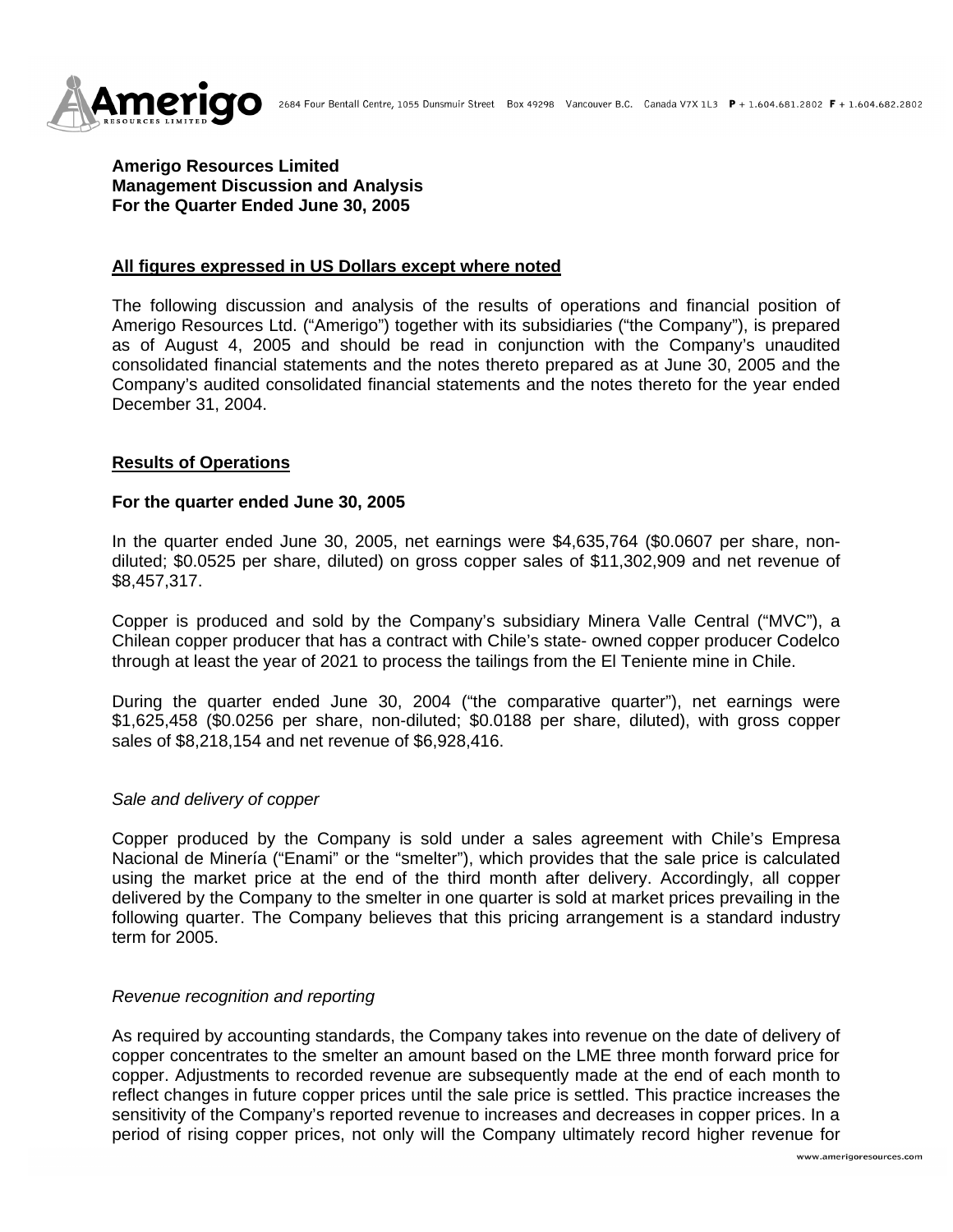**Amerigo Resources Limited**
**Management Discussion and Analysis**
**For the Quarter Ended June 30, 2005**

**All figures expressed in US Dollars except where noted**

The following discussion and analysis of the results of operations and financial position of Amerigo Resources Ltd. ("Amerigo") together with its subsidiaries ("the Company"), is prepared as of August 4, 2005 and should be read in conjunction with the Company's unaudited consolidated financial statements and the notes thereto prepared as at June 30, 2005 and the Company's audited consolidated financial statements and the notes thereto for the year ended December 31, 2004.

## Results of Operations

### For the quarter ended June 30, 2005

In the quarter ended June 30, 2005, net earnings were $4,635,764 ($0.0607 per share, non-diluted; $0.0525 per share, diluted) on gross copper sales of $11,302,909 and net revenue of $8,457,317.

Copper is produced and sold by the Company's subsidiary Minera Valle Central ("MVC"), a Chilean copper producer that has a contract with Chile's state- owned copper producer Codelco through at least the year of 2021 to process the tailings from the El Teniente mine in Chile.

During the quarter ended June 30, 2004 ("the comparative quarter"), net earnings were $1,625,458 ($0.0256 per share, non-diluted; $0.0188 per share, diluted), with gross copper sales of $8,218,154 and net revenue of $6,928,416.

*Sale and delivery of copper*

Copper produced by the Company is sold under a sales agreement with Chile's Empresa Nacional de Minería ("Enami" or the "smelter"), which provides that the sale price is calculated using the market price at the end of the third month after delivery. Accordingly, all copper delivered by the Company to the smelter in one quarter is sold at market prices prevailing in the following quarter. The Company believes that this pricing arrangement is a standard industry term for 2005.

*Revenue recognition and reporting*

As required by accounting standards, the Company takes into revenue on the date of delivery of copper concentrates to the smelter an amount based on the LME three month forward price for copper. Adjustments to recorded revenue are subsequently made at the end of each month to reflect changes in future copper prices until the sale price is settled. This practice increases the sensitivity of the Company's reported revenue to increases and decreases in copper prices. In a period of rising copper prices, not only will the Company ultimately record higher revenue for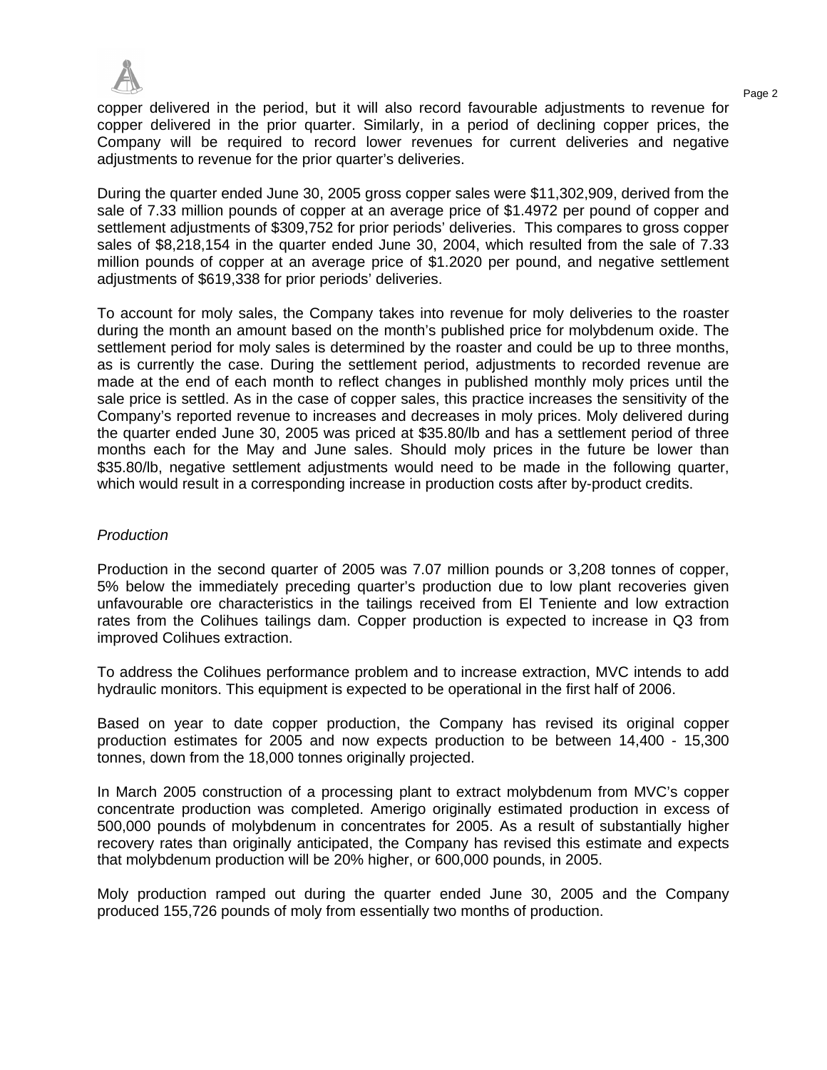copper delivered in the period, but it will also record favourable adjustments to revenue for copper delivered in the prior quarter. Similarly, in a period of declining copper prices, the Company will be required to record lower revenues for current deliveries and negative adjustments to revenue for the prior quarter's deliveries.

During the quarter ended June 30, 2005 gross copper sales were $11,302,909, derived from the sale of 7.33 million pounds of copper at an average price of $1.4972 per pound of copper and settlement adjustments of $309,752 for prior periods' deliveries. This compares to gross copper sales of $8,218,154 in the quarter ended June 30, 2004, which resulted from the sale of 7.33 million pounds of copper at an average price of $1.2020 per pound, and negative settlement adjustments of $619,338 for prior periods' deliveries.

To account for moly sales, the Company takes into revenue for moly deliveries to the roaster during the month an amount based on the month's published price for molybdenum oxide. The settlement period for moly sales is determined by the roaster and could be up to three months, as is currently the case. During the settlement period, adjustments to recorded revenue are made at the end of each month to reflect changes in published monthly moly prices until the sale price is settled. As in the case of copper sales, this practice increases the sensitivity of the Company's reported revenue to increases and decreases in moly prices. Moly delivered during the quarter ended June 30, 2005 was priced at $35.80/lb and has a settlement period of three months each for the May and June sales. Should moly prices in the future be lower than $35.80/lb, negative settlement adjustments would need to be made in the following quarter, which would result in a corresponding increase in production costs after by-product credits.

*Production*

Production in the second quarter of 2005 was 7.07 million pounds or 3,208 tonnes of copper, 5% below the immediately preceding quarter's production due to low plant recoveries given unfavourable ore characteristics in the tailings received from El Teniente and low extraction rates from the Colihues tailings dam. Copper production is expected to increase in Q3 from improved Colihues extraction.

To address the Colihues performance problem and to increase extraction, MVC intends to add hydraulic monitors. This equipment is expected to be operational in the first half of 2006.

Based on year to date copper production, the Company has revised its original copper production estimates for 2005 and now expects production to be between 14,400 - 15,300 tonnes, down from the 18,000 tonnes originally projected.

In March 2005 construction of a processing plant to extract molybdenum from MVC's copper concentrate production was completed. Amerigo originally estimated production in excess of 500,000 pounds of molybdenum in concentrates for 2005. As a result of substantially higher recovery rates than originally anticipated, the Company has revised this estimate and expects that molybdenum production will be 20% higher, or 600,000 pounds, in 2005.

Moly production ramped out during the quarter ended June 30, 2005 and the Company produced 155,726 pounds of moly from essentially two months of production.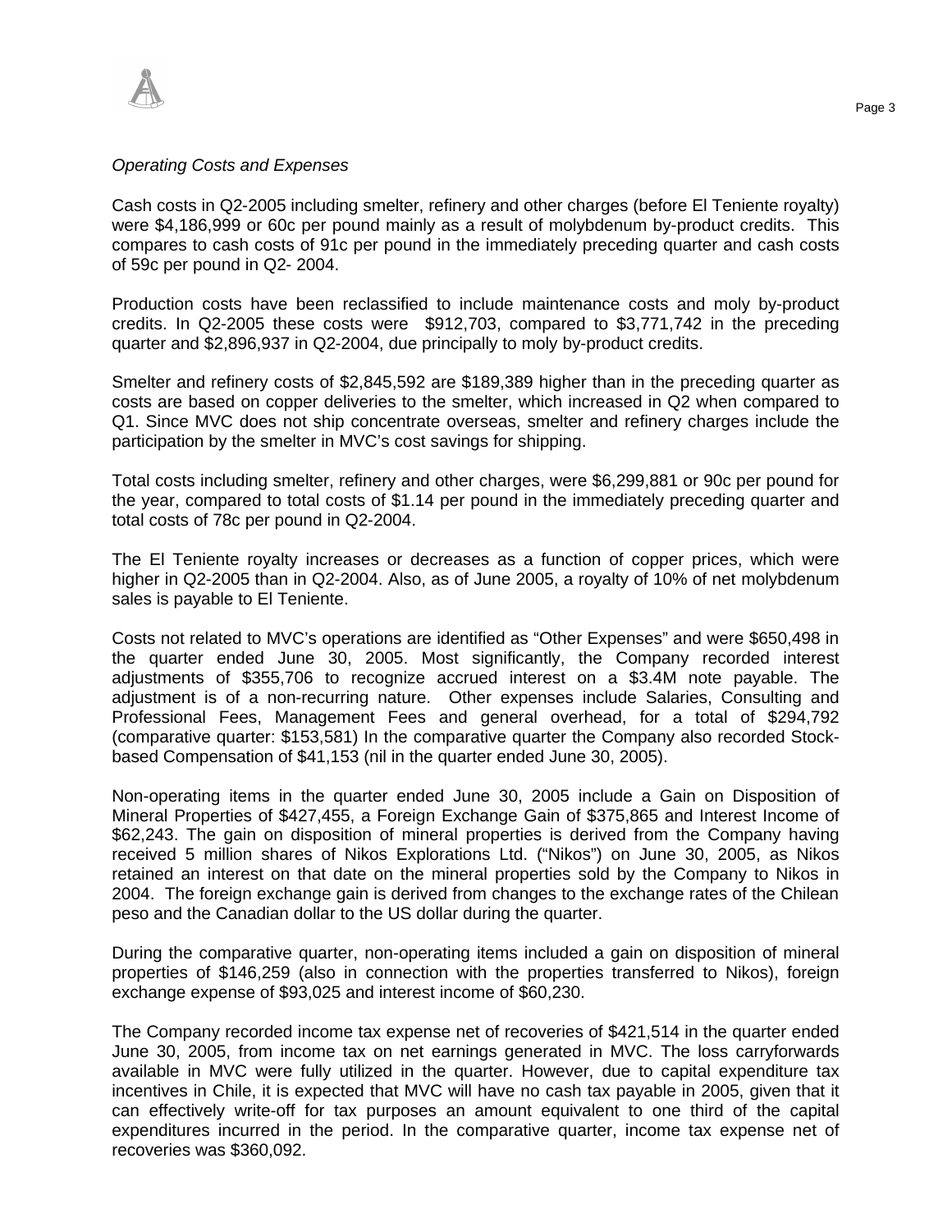*Operating Costs and Expenses*

Cash costs in Q2-2005 including smelter, refinery and other charges (before El Teniente royalty) were $4,186,999 or 60c per pound mainly as a result of molybdenum by-product credits. This compares to cash costs of 91c per pound in the immediately preceding quarter and cash costs of 59c per pound in Q2- 2004.

Production costs have been reclassified to include maintenance costs and moly by-product credits. In Q2-2005 these costs were $912,703, compared to $3,771,742 in the preceding quarter and $2,896,937 in Q2-2004, due principally to moly by-product credits.

Smelter and refinery costs of $2,845,592 are $189,389 higher than in the preceding quarter as costs are based on copper deliveries to the smelter, which increased in Q2 when compared to Q1. Since MVC does not ship concentrate overseas, smelter and refinery charges include the participation by the smelter in MVC's cost savings for shipping.

Total costs including smelter, refinery and other charges, were $6,299,881 or 90c per pound for the year, compared to total costs of $1.14 per pound in the immediately preceding quarter and total costs of 78c per pound in Q2-2004.

The El Teniente royalty increases or decreases as a function of copper prices, which were higher in Q2-2005 than in Q2-2004. Also, as of June 2005, a royalty of 10% of net molybdenum sales is payable to El Teniente.

Costs not related to MVC's operations are identified as "Other Expenses" and were $650,498 in the quarter ended June 30, 2005. Most significantly, the Company recorded interest adjustments of $355,706 to recognize accrued interest on a $3.4M note payable. The adjustment is of a non-recurring nature. Other expenses include Salaries, Consulting and Professional Fees, Management Fees and general overhead, for a total of $294,792 (comparative quarter: $153,581) In the comparative quarter the Company also recorded Stock-based Compensation of $41,153 (nil in the quarter ended June 30, 2005).

Non-operating items in the quarter ended June 30, 2005 include a Gain on Disposition of Mineral Properties of $427,455, a Foreign Exchange Gain of $375,865 and Interest Income of $62,243. The gain on disposition of mineral properties is derived from the Company having received 5 million shares of Nikos Explorations Ltd. ("Nikos") on June 30, 2005, as Nikos retained an interest on that date on the mineral properties sold by the Company to Nikos in 2004. The foreign exchange gain is derived from changes to the exchange rates of the Chilean peso and the Canadian dollar to the US dollar during the quarter.

During the comparative quarter, non-operating items included a gain on disposition of mineral properties of $146,259 (also in connection with the properties transferred to Nikos), foreign exchange expense of $93,025 and interest income of $60,230.

The Company recorded income tax expense net of recoveries of $421,514 in the quarter ended June 30, 2005, from income tax on net earnings generated in MVC. The loss carryforwards available in MVC were fully utilized in the quarter. However, due to capital expenditure tax incentives in Chile, it is expected that MVC will have no cash tax payable in 2005, given that it can effectively write-off for tax purposes an amount equivalent to one third of the capital expenditures incurred in the period. In the comparative quarter, income tax expense net of recoveries was $360,092.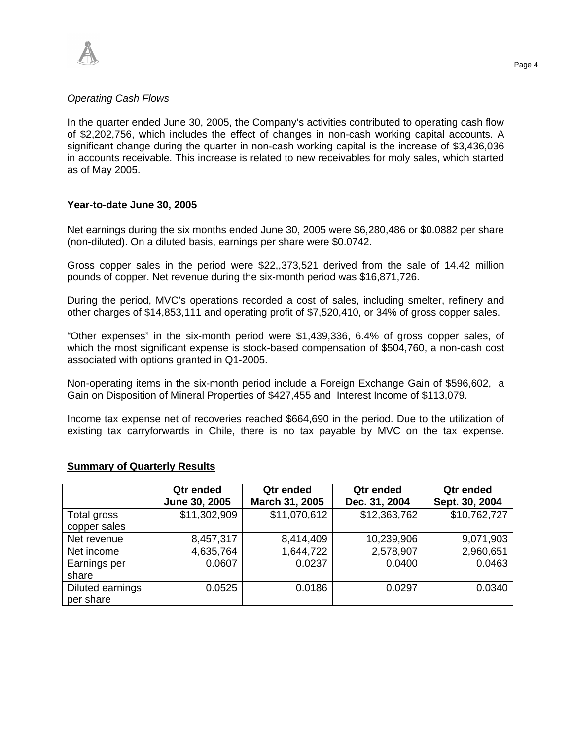*Operating Cash Flows*

In the quarter ended June 30, 2005, the Company's activities contributed to operating cash flow of $2,202,756, which includes the effect of changes in non-cash working capital accounts. A significant change during the quarter in non-cash working capital is the increase of $3,436,036 in accounts receivable. This increase is related to new receivables for moly sales, which started as of May 2005.

**Year-to-date June 30, 2005**

Net earnings during the six months ended June 30, 2005 were $6,280,486 or $0.0882 per share (non-diluted). On a diluted basis, earnings per share were $0.0742.

Gross copper sales in the period were $22,,373,521 derived from the sale of 14.42 million pounds of copper. Net revenue during the six-month period was $16,871,726.

During the period, MVC's operations recorded a cost of sales, including smelter, refinery and other charges of $14,853,111 and operating profit of $7,520,410, or 34% of gross copper sales.

"Other expenses" in the six-month period were $1,439,336, 6.4% of gross copper sales, of which the most significant expense is stock-based compensation of $504,760, a non-cash cost associated with options granted in Q1-2005.

Non-operating items in the six-month period include a Foreign Exchange Gain of $596,602, a Gain on Disposition of Mineral Properties of $427,455 and Interest Income of $113,079.

Income tax expense net of recoveries reached $664,690 in the period. Due to the utilization of existing tax carryforwards in Chile, there is no tax payable by MVC on the tax expense.

**Summary of Quarterly Results**

| | Qtr ended June 30, 2005 | Qtr ended March 31, 2005 | Qtr ended Dec. 31, 2004 | Qtr ended Sept. 30, 2004 |
|---|---|---|---|---|
| Total gross copper sales | $11,302,909 | $11,070,612 | $12,363,762 | $10,762,727 |
| Net revenue | 8,457,317 | 8,414,409 | 10,239,906 | 9,071,903 |
| Net income | 4,635,764 | 1,644,722 | 2,578,907 | 2,960,651 |
| Earnings per share | 0.0607 | 0.0237 | 0.0400 | 0.0463 |
| Diluted earnings per share | 0.0525 | 0.0186 | 0.0297 | 0.0340 |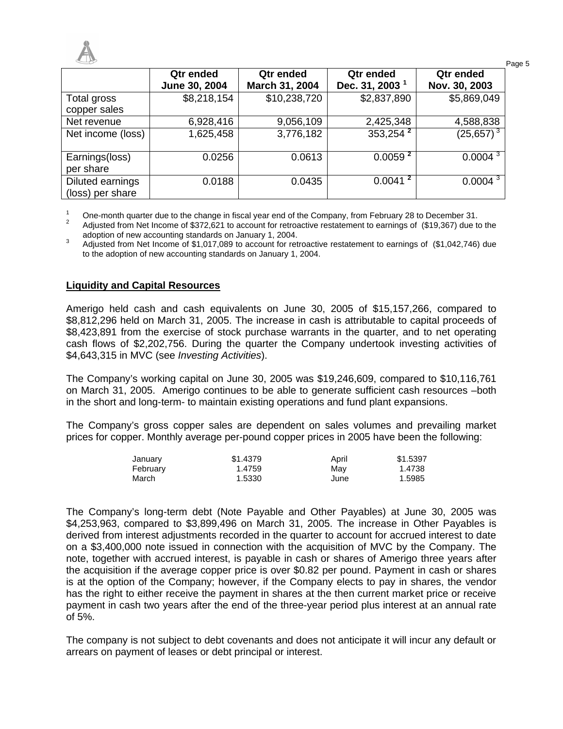| | Qtr ended June 30, 2004 | Qtr ended March 31, 2004 | Qtr ended Dec. 31, 2003 [1] | Qtr ended Nov. 30, 2003 |
|---|---|---|---|---|
| Total gross copper sales | $8,218,154 | $10,238,720 | $2,837,890 | $5,869,049 |
| Net revenue | 6,928,416 | 9,056,109 | 2,425,348 | 4,588,838 |
| Net income (loss) | 1,625,458 | 3,776,182 | 353,254 [2] | (25,657) [3] |
| Earnings(loss) per share | 0.0256 | 0.0613 | 0.0059 [2] | 0.0004 [3] |
| Diluted earnings (loss) per share | 0.0188 | 0.0435 | 0.0041 [2] | 0.0004 [3] |

[1] One-month quarter due to the change in fiscal year end of the Company, from February 28 to December 31.
[2] Adjusted from Net Income of $372,621 to account for retroactive restatement to earnings of ($19,367) due to the adoption of new accounting standards on January 1, 2004.
[3] Adjusted from Net Income of $1,017,089 to account for retroactive restatement to earnings of ($1,042,746) due to the adoption of new accounting standards on January 1, 2004.

## Liquidity and Capital Resources

Amerigo held cash and cash equivalents on June 30, 2005 of $15,157,266, compared to $8,812,296 held on March 31, 2005. The increase in cash is attributable to capital proceeds of $8,423,891 from the exercise of stock purchase warrants in the quarter, and to net operating cash flows of $2,202,756. During the quarter the Company undertook investing activities of $4,643,315 in MVC (see *Investing Activities*).

The Company's working capital on June 30, 2005 was $19,246,609, compared to $10,116,761 on March 31, 2005. Amerigo continues to be able to generate sufficient cash resources –both in the short and long-term- to maintain existing operations and fund plant expansions.

The Company's gross copper sales are dependent on sales volumes and prevailing market prices for copper. Monthly average per-pound copper prices in 2005 have been the following:

| | | | |
|---|---|---|---|
| January | $1.4379 | April | $1.5397 |
| February | 1.4759 | May | 1.4738 |
| March | 1.5330 | June | 1.5985 |

The Company's long-term debt (Note Payable and Other Payables) at June 30, 2005 was $4,253,963, compared to $3,899,496 on March 31, 2005. The increase in Other Payables is derived from interest adjustments recorded in the quarter to account for accrued interest to date on a $3,400,000 note issued in connection with the acquisition of MVC by the Company. The note, together with accrued interest, is payable in cash or shares of Amerigo three years after the acquisition if the average copper price is over $0.82 per pound. Payment in cash or shares is at the option of the Company; however, if the Company elects to pay in shares, the vendor has the right to either receive the payment in shares at the then current market price or receive payment in cash two years after the end of the three-year period plus interest at an annual rate of 5%.

The company is not subject to debt covenants and does not anticipate it will incur any default or arrears on payment of leases or debt principal or interest.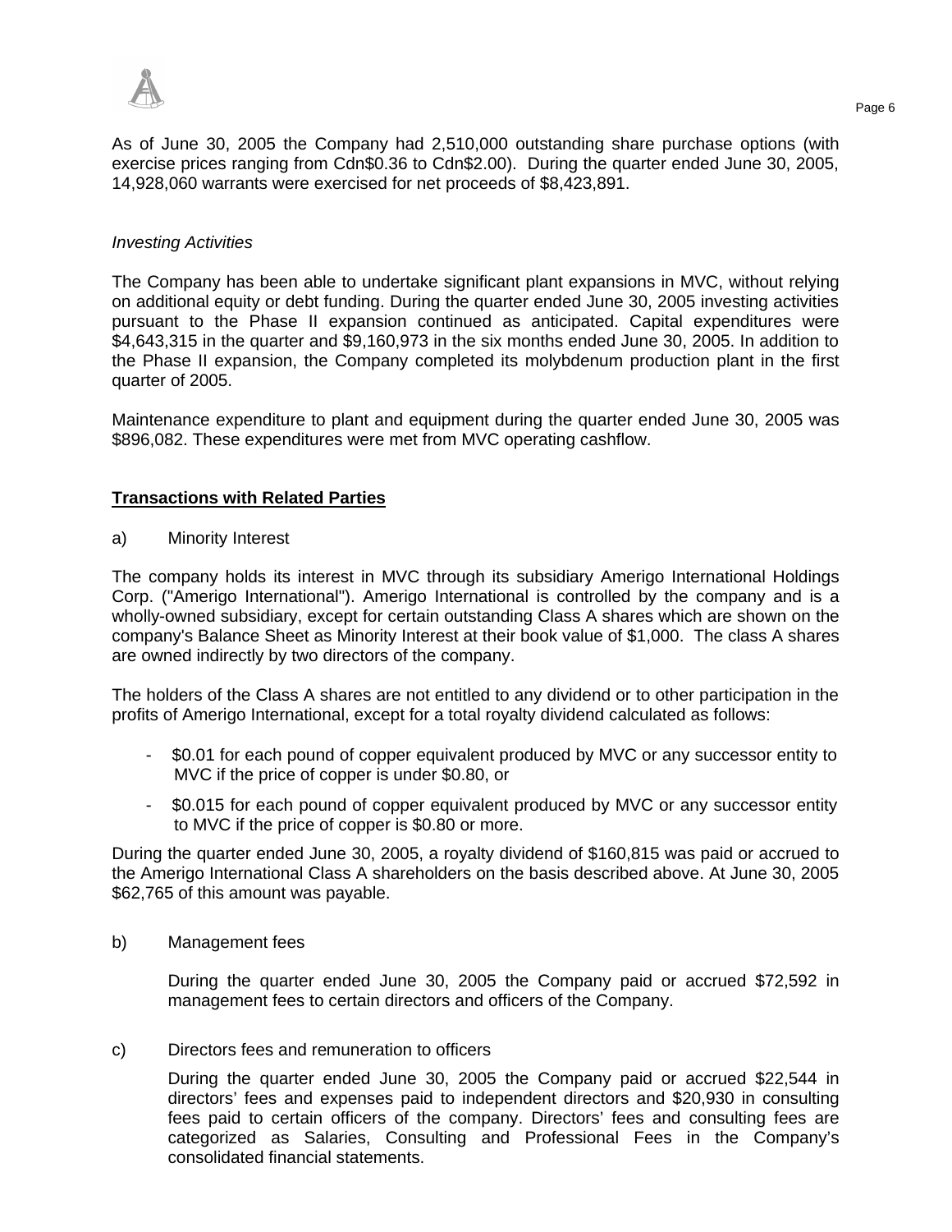As of June 30, 2005 the Company had 2,510,000 outstanding share purchase options (with exercise prices ranging from Cdn$0.36 to Cdn$2.00). During the quarter ended June 30, 2005, 14,928,060 warrants were exercised for net proceeds of $8,423,891.

*Investing Activities*

The Company has been able to undertake significant plant expansions in MVC, without relying on additional equity or debt funding. During the quarter ended June 30, 2005 investing activities pursuant to the Phase II expansion continued as anticipated. Capital expenditures were $4,643,315 in the quarter and $9,160,973 in the six months ended June 30, 2005. In addition to the Phase II expansion, the Company completed its molybdenum production plant in the first quarter of 2005.

Maintenance expenditure to plant and equipment during the quarter ended June 30, 2005 was $896,082. These expenditures were met from MVC operating cashflow.

## **Transactions with Related Parties**

a) Minority Interest

The company holds its interest in MVC through its subsidiary Amerigo International Holdings Corp. ("Amerigo International"). Amerigo International is controlled by the company and is a wholly-owned subsidiary, except for certain outstanding Class A shares which are shown on the company's Balance Sheet as Minority Interest at their book value of $1,000. The class A shares are owned indirectly by two directors of the company.

The holders of the Class A shares are not entitled to any dividend or to other participation in the profits of Amerigo International, except for a total royalty dividend calculated as follows:

- $0.01 for each pound of copper equivalent produced by MVC or any successor entity to MVC if the price of copper is under $0.80, or
- $0.015 for each pound of copper equivalent produced by MVC or any successor entity to MVC if the price of copper is $0.80 or more.

During the quarter ended June 30, 2005, a royalty dividend of $160,815 was paid or accrued to the Amerigo International Class A shareholders on the basis described above. At June 30, 2005 $62,765 of this amount was payable.

b) Management fees

During the quarter ended June 30, 2005 the Company paid or accrued $72,592 in management fees to certain directors and officers of the Company.

c) Directors fees and remuneration to officers

During the quarter ended June 30, 2005 the Company paid or accrued $22,544 in directors' fees and expenses paid to independent directors and $20,930 in consulting fees paid to certain officers of the company. Directors' fees and consulting fees are categorized as Salaries, Consulting and Professional Fees in the Company's consolidated financial statements.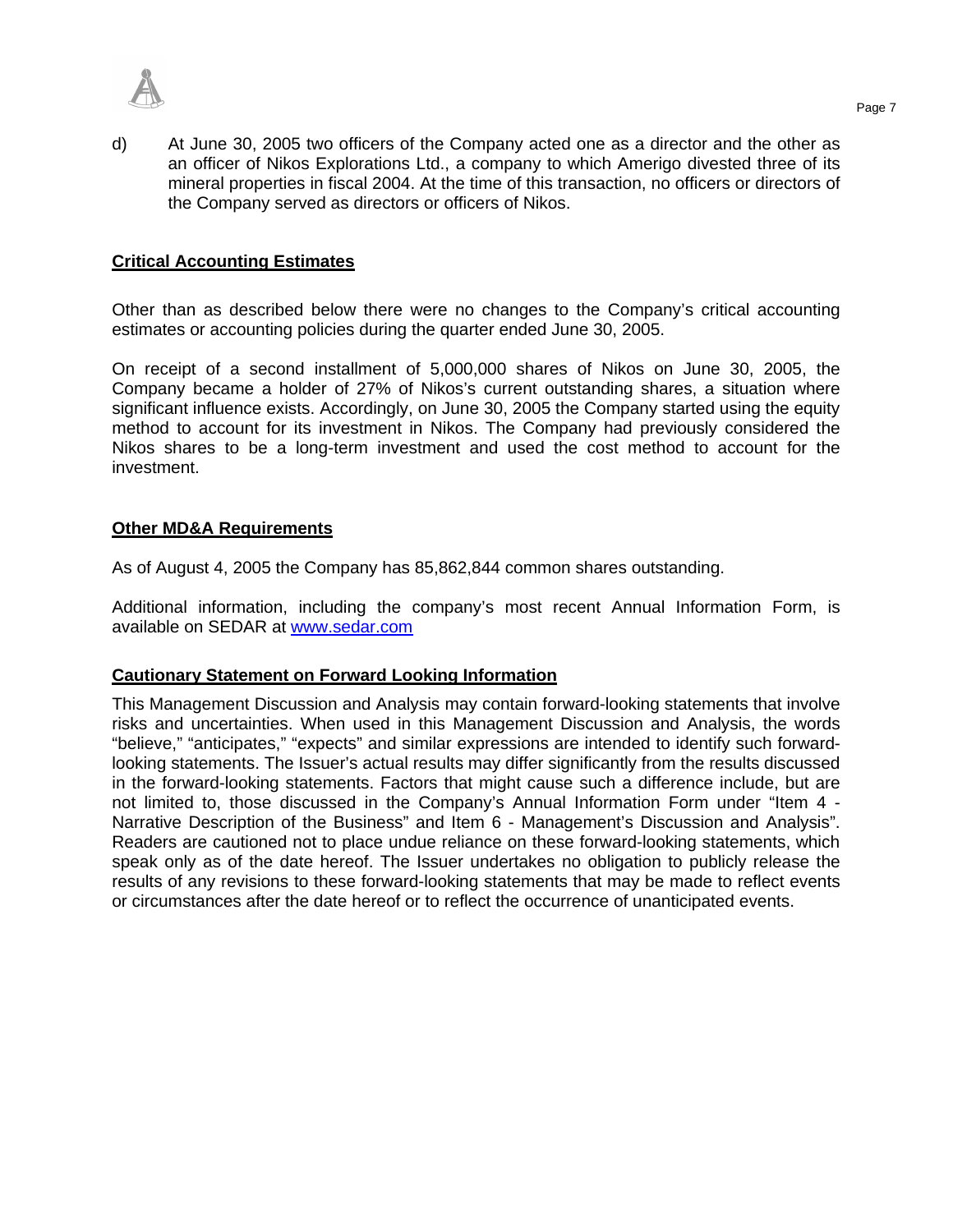d) At June 30, 2005 two officers of the Company acted one as a director and the other as an officer of Nikos Explorations Ltd., a company to which Amerigo divested three of its mineral properties in fiscal 2004. At the time of this transaction, no officers or directors of the Company served as directors or officers of Nikos.

## Critical Accounting Estimates

Other than as described below there were no changes to the Company's critical accounting estimates or accounting policies during the quarter ended June 30, 2005.

On receipt of a second installment of 5,000,000 shares of Nikos on June 30, 2005, the Company became a holder of 27% of Nikos's current outstanding shares, a situation where significant influence exists. Accordingly, on June 30, 2005 the Company started using the equity method to account for its investment in Nikos. The Company had previously considered the Nikos shares to be a long-term investment and used the cost method to account for the investment.

## Other MD&A Requirements

As of August 4, 2005 the Company has 85,862,844 common shares outstanding.

Additional information, including the company's most recent Annual Information Form, is available on SEDAR at www.sedar.com

## Cautionary Statement on Forward Looking Information

This Management Discussion and Analysis may contain forward-looking statements that involve risks and uncertainties. When used in this Management Discussion and Analysis, the words "believe," "anticipates," "expects" and similar expressions are intended to identify such forward-looking statements. The Issuer's actual results may differ significantly from the results discussed in the forward-looking statements. Factors that might cause such a difference include, but are not limited to, those discussed in the Company's Annual Information Form under "Item 4 - Narrative Description of the Business" and Item 6 - Management's Discussion and Analysis". Readers are cautioned not to place undue reliance on these forward-looking statements, which speak only as of the date hereof. The Issuer undertakes no obligation to publicly release the results of any revisions to these forward-looking statements that may be made to reflect events or circumstances after the date hereof or to reflect the occurrence of unanticipated events.